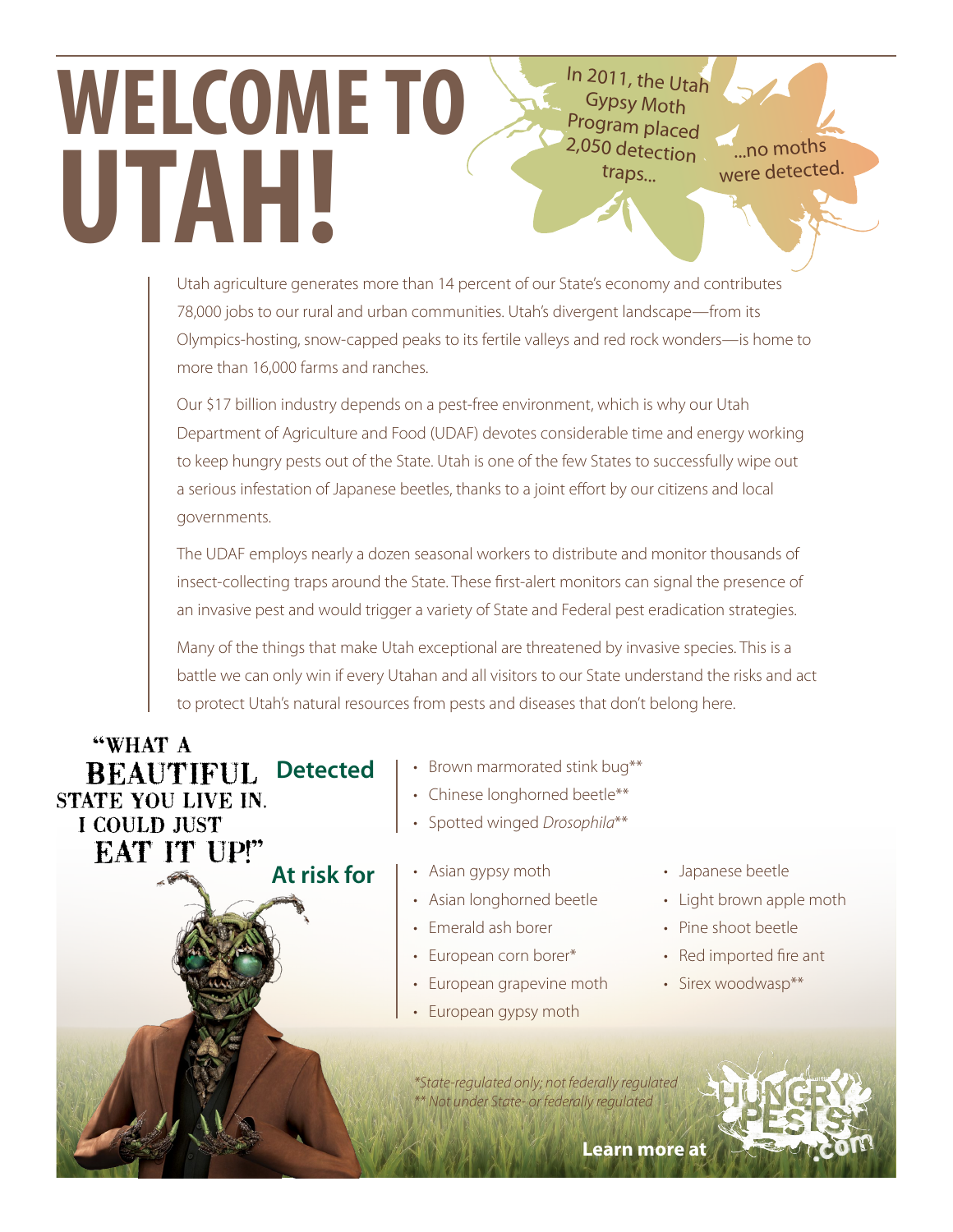# WELCOME TO UTAH!

In 2011, the Utah Gypsy Moth Program placed 2,050 detection traps...

...no moths were detected.

Utah agriculture generates more than 14 percent of our State's economy and contributes 78,000 jobs to our rural and urban communities. Utah's divergent landscape—from its Olympics-hosting, snow-capped peaks to its fertile valleys and red rock wonders—is home to more than 16,000 farms and ranches.

Our $17 billion industry depends on a pest-free environment, which is why our Utah Department of Agriculture and Food (UDAF) devotes considerable time and energy working to keep hungry pests out of the State. Utah is one of the few States to successfully wipe out a serious infestation of Japanese beetles, thanks to a joint effort by our citizens and local governments.

The UDAF employs nearly a dozen seasonal workers to distribute and monitor thousands of insect-collecting traps around the State. These first-alert monitors can signal the presence of an invasive pest and would trigger a variety of State and Federal pest eradication strategies.

Many of the things that make Utah exceptional are threatened by invasive species. This is a battle we can only win if every Utahan and all visitors to our State understand the risks and act to protect Utah's natural resources from pests and diseases that don't belong here.

"WHAT A BEAUTIFUL STATE YOU LIVE IN. I COULD JUST EAT IT UP!"

**Detected**

- Brown marmorated stink bug**
- Chinese longhorned beetle**
- Spotted winged *Drosophila***

**At risk for**

- Asian gypsy moth
- Asian longhorned beetle
- Emerald ash borer
- European corn borer*
- European grapevine moth
- European gypsy moth
- Japanese beetle
- Light brown apple moth
- Pine shoot beetle
- Red imported fire ant
- Sirex woodwasp**

*\*State-regulated only; not federally regulated*
*\*\* Not under State- or federally regulated*

**Learn more at** HUNGRYPESTS.com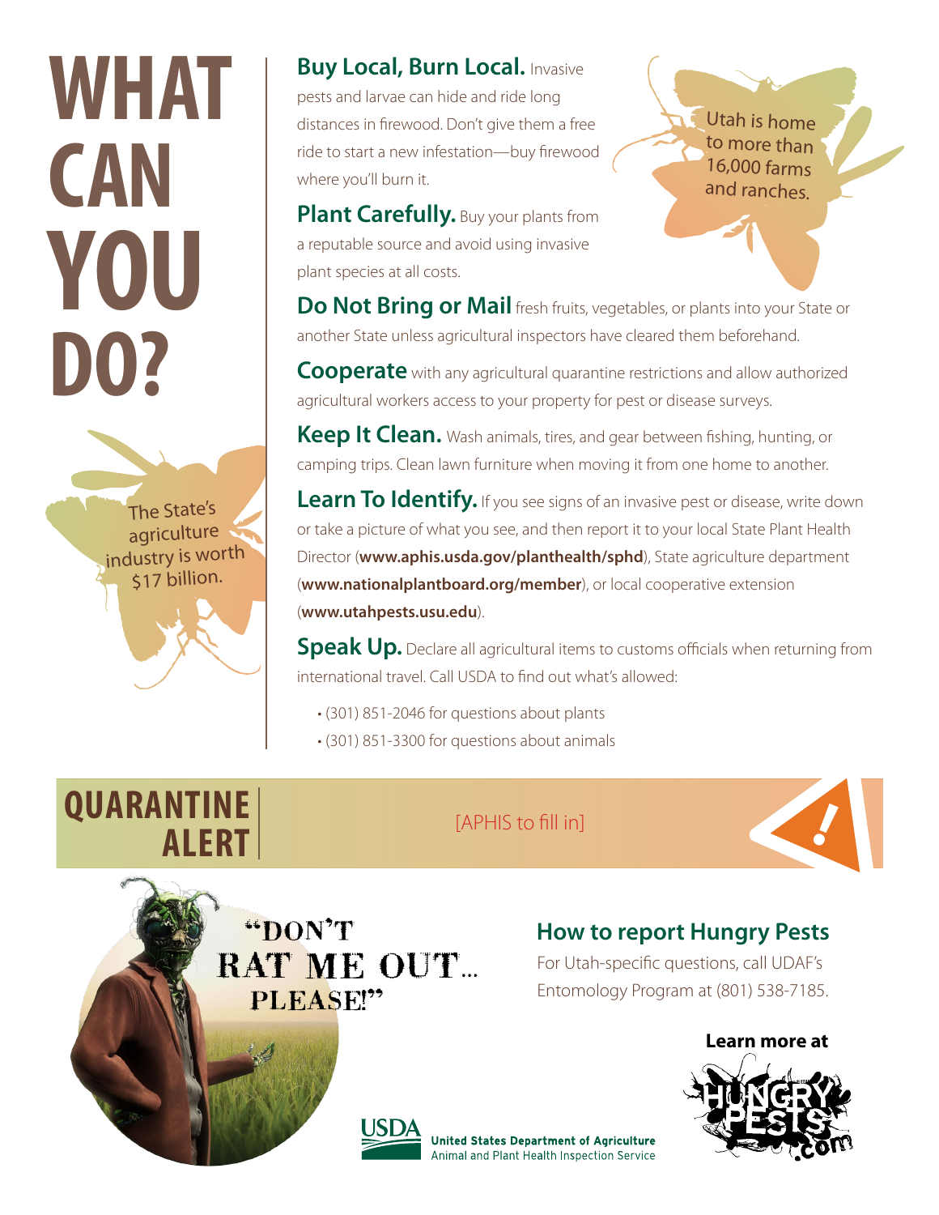# WHAT CAN YOU DO?

The State's agriculture industry is worth $17 billion.

Utah is home to more than 16,000 farms and ranches.

**Buy Local, Burn Local.** Invasive pests and larvae can hide and ride long distances in firewood. Don't give them a free ride to start a new infestation—buy firewood where you'll burn it.

**Plant Carefully.** Buy your plants from a reputable source and avoid using invasive plant species at all costs.

**Do Not Bring or Mail** fresh fruits, vegetables, or plants into your State or another State unless agricultural inspectors have cleared them beforehand.

**Cooperate** with any agricultural quarantine restrictions and allow authorized agricultural workers access to your property for pest or disease surveys.

**Keep It Clean.** Wash animals, tires, and gear between fishing, hunting, or camping trips. Clean lawn furniture when moving it from one home to another.

**Learn To Identify.** If you see signs of an invasive pest or disease, write down or take a picture of what you see, and then report it to your local State Plant Health Director (**www.aphis.usda.gov/planthealth/sphd**), State agriculture department (**www.nationalplantboard.org/member**), or local cooperative extension (**www.utahpests.usu.edu**).

**Speak Up.** Declare all agricultural items to customs officials when returning from international travel. Call USDA to find out what's allowed:

- (301) 851-2046 for questions about plants
- (301) 851-3300 for questions about animals

## QUARANTINE ALERT

[APHIS to fill in]

"DON'T RAT ME OUT... PLEASE!"

## How to report Hungry Pests

For Utah-specific questions, call UDAF's Entomology Program at (801) 538-7185.

**Learn more at**

HUNGRYPESTS.com

USDA
United States Department of Agriculture
Animal and Plant Health Inspection Service